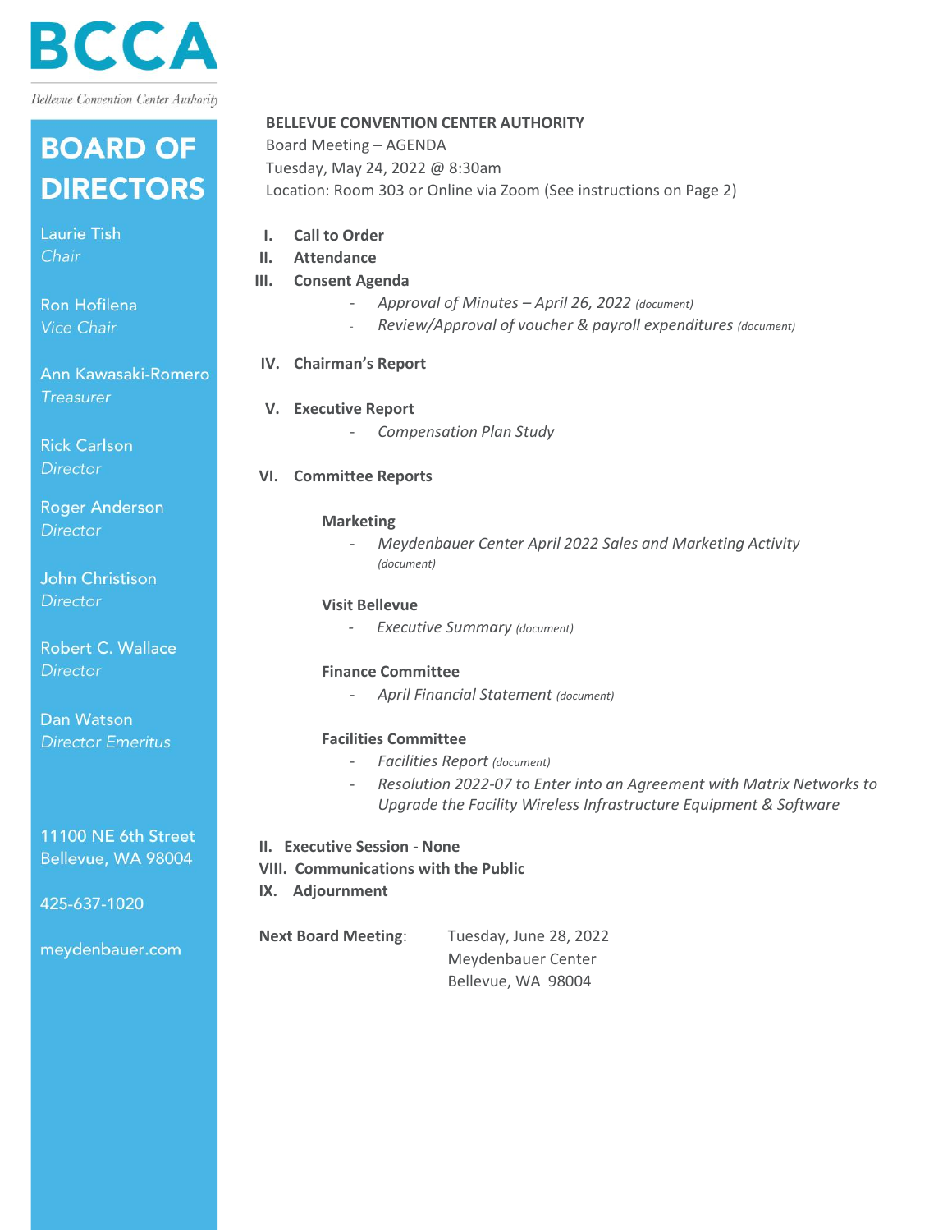# BCCA

Bellevue Convention Center Authority

## BOARD OF DIRECTORS

Laurie Tish
*Chair*

Ron Hofilena
*Vice Chair*

Ann Kawasaki-Romero
*Treasurer*

Rick Carlson
*Director*

Roger Anderson
*Director*

John Christison
*Director*

Robert C. Wallace
*Director*

Dan Watson
*Director Emeritus*

11100 NE 6th Street
Bellevue, WA 98004

425-637-1020

meydenbauer.com

**BELLEVUE CONVENTION CENTER AUTHORITY**
Board Meeting – AGENDA
Tuesday, May 24, 2022 @ 8:30am
Location: Room 303 or Online via Zoom (See instructions on Page 2)

**I. Call to Order**

**II. Attendance**

**III. Consent Agenda**
- *Approval of Minutes – April 26, 2022* *(document)*
- *Review/Approval of voucher & payroll expenditures* *(document)*

**IV. Chairman's Report**

**V. Executive Report**
- *Compensation Plan Study*

**VI. Committee Reports**

**Marketing**
- *Meydenbauer Center April 2022 Sales and Marketing Activity* *(document)*

**Visit Bellevue**
- *Executive Summary* *(document)*

**Finance Committee**
- *April Financial Statement* *(document)*

**Facilities Committee**
- *Facilities Report* *(document)*
- *Resolution 2022-07 to Enter into an Agreement with Matrix Networks to Upgrade the Facility Wireless Infrastructure Equipment & Software*

**II. Executive Session - None**

**VIII. Communications with the Public**

**IX. Adjournment**

**Next Board Meeting**: Tuesday, June 28, 2022
Meydenbauer Center
Bellevue, WA 98004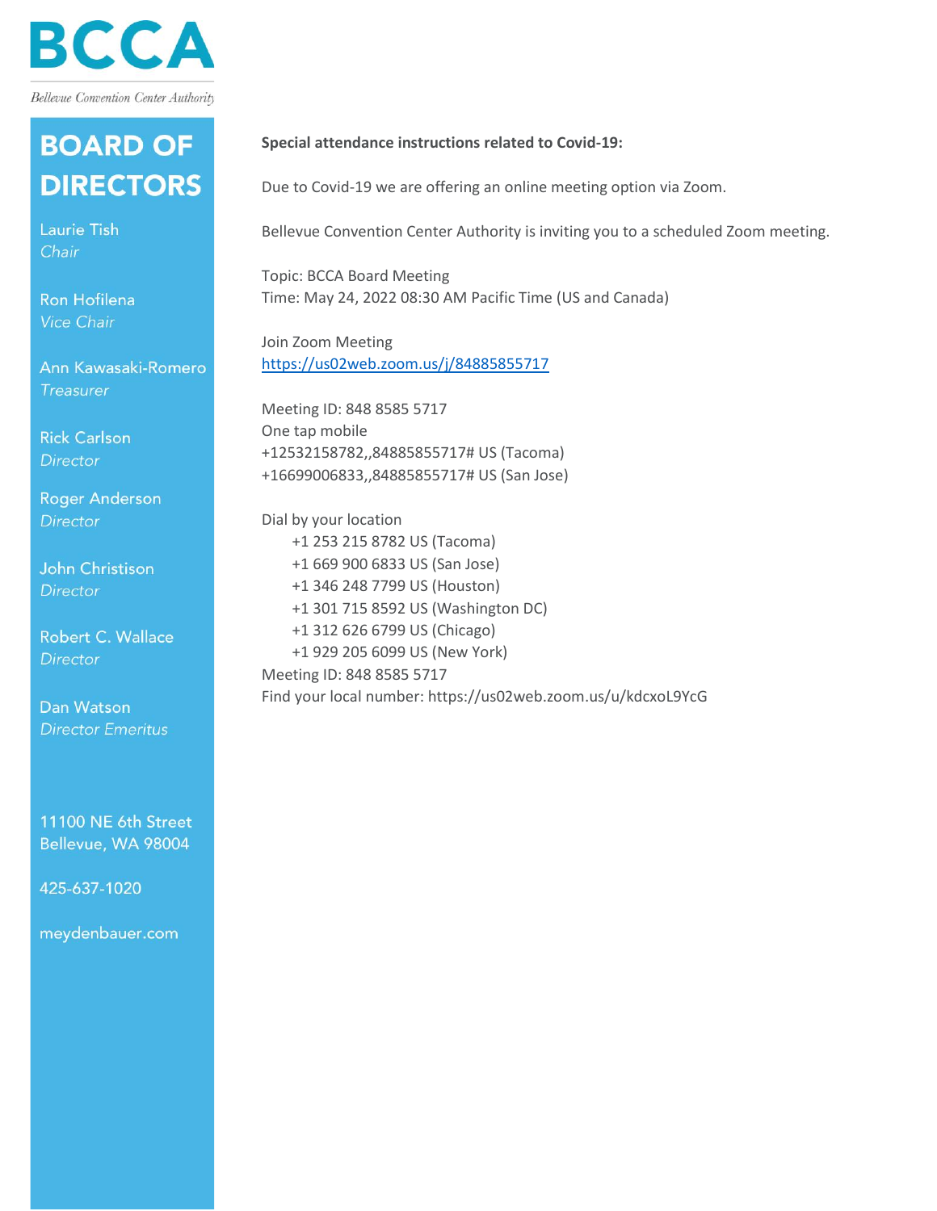# BCCA

Bellevue Convention Center Authority

## BOARD OF DIRECTORS

Laurie Tish
*Chair*

Ron Hofilena
*Vice Chair*

Ann Kawasaki-Romero
*Treasurer*

Rick Carlson
*Director*

Roger Anderson
*Director*

John Christison
*Director*

Robert C. Wallace
*Director*

Dan Watson
*Director Emeritus*

11100 NE 6th Street
Bellevue, WA 98004

425-637-1020

meydenbauer.com

**Special attendance instructions related to Covid-19:**

Due to Covid-19 we are offering an online meeting option via Zoom.

Bellevue Convention Center Authority is inviting you to a scheduled Zoom meeting.

Topic: BCCA Board Meeting
Time: May 24, 2022 08:30 AM Pacific Time (US and Canada)

Join Zoom Meeting
https://us02web.zoom.us/j/84885855717

Meeting ID: 848 8585 5717
One tap mobile
+12532158782,,84885855717# US (Tacoma)
+16699006833,,84885855717# US (San Jose)

Dial by your location
- +1 253 215 8782 US (Tacoma)
- +1 669 900 6833 US (San Jose)
- +1 346 248 7799 US (Houston)
- +1 301 715 8592 US (Washington DC)
- +1 312 626 6799 US (Chicago)
- +1 929 205 6099 US (New York)

Meeting ID: 848 8585 5717
Find your local number: https://us02web.zoom.us/u/kdcxoL9YcG